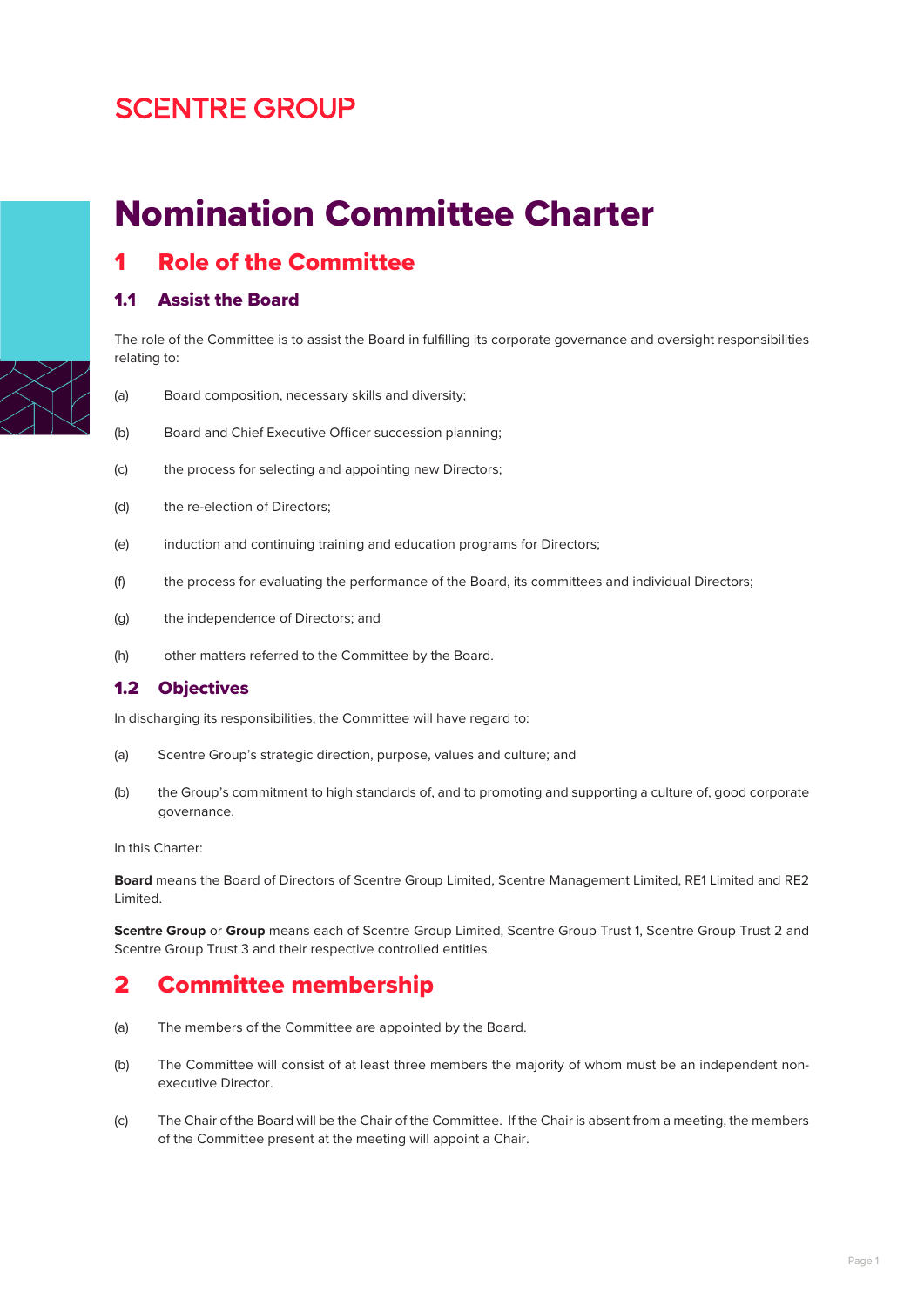SCENTRE GROUP

# Nomination Committee Charter

## 1 Role of the Committee

### 1.1 Assist the Board

The role of the Committee is to assist the Board in fulfilling its corporate governance and oversight responsibilities relating to:

(a) Board composition, necessary skills and diversity;

(b) Board and Chief Executive Officer succession planning;

(c) the process for selecting and appointing new Directors;

(d) the re-election of Directors;

(e) induction and continuing training and education programs for Directors;

(f) the process for evaluating the performance of the Board, its committees and individual Directors;

(g) the independence of Directors; and

(h) other matters referred to the Committee by the Board.

### 1.2 Objectives

In discharging its responsibilities, the Committee will have regard to:

(a) Scentre Group's strategic direction, purpose, values and culture; and

(b) the Group's commitment to high standards of, and to promoting and supporting a culture of, good corporate governance.

In this Charter:

**Board** means the Board of Directors of Scentre Group Limited, Scentre Management Limited, RE1 Limited and RE2 Limited.

**Scentre Group** or **Group** means each of Scentre Group Limited, Scentre Group Trust 1, Scentre Group Trust 2 and Scentre Group Trust 3 and their respective controlled entities.

## 2 Committee membership

(a) The members of the Committee are appointed by the Board.

(b) The Committee will consist of at least three members the majority of whom must be an independent non-executive Director.

(c) The Chair of the Board will be the Chair of the Committee. If the Chair is absent from a meeting, the members of the Committee present at the meeting will appoint a Chair.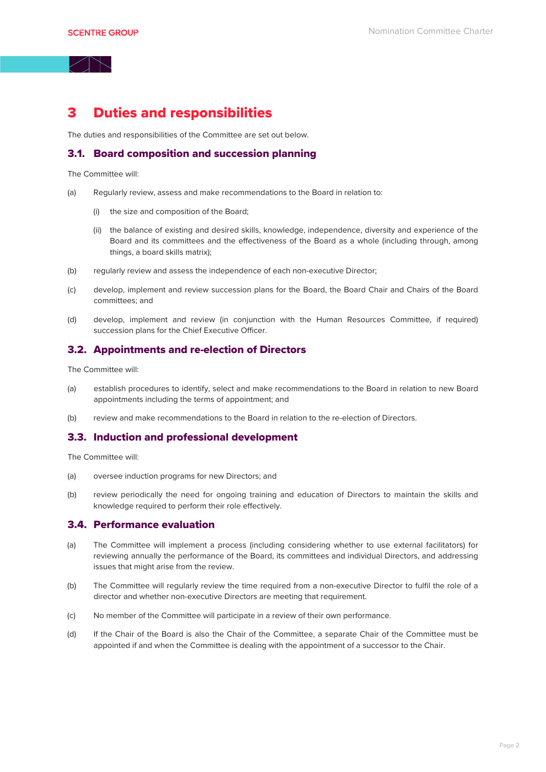# 3 Duties and responsibilities

The duties and responsibilities of the Committee are set out below.

## 3.1. Board composition and succession planning

The Committee will:

(a) Regularly review, assess and make recommendations to the Board in relation to:

  (i) the size and composition of the Board;

  (ii) the balance of existing and desired skills, knowledge, independence, diversity and experience of the Board and its committees and the effectiveness of the Board as a whole (including through, among things, a board skills matrix);

(b) regularly review and assess the independence of each non-executive Director;

(c) develop, implement and review succession plans for the Board, the Board Chair and Chairs of the Board committees; and

(d) develop, implement and review (in conjunction with the Human Resources Committee, if required) succession plans for the Chief Executive Officer.

## 3.2. Appointments and re-election of Directors

The Committee will:

(a) establish procedures to identify, select and make recommendations to the Board in relation to new Board appointments including the terms of appointment; and

(b) review and make recommendations to the Board in relation to the re-election of Directors.

## 3.3. Induction and professional development

The Committee will:

(a) oversee induction programs for new Directors; and

(b) review periodically the need for ongoing training and education of Directors to maintain the skills and knowledge required to perform their role effectively.

## 3.4. Performance evaluation

(a) The Committee will implement a process (including considering whether to use external facilitators) for reviewing annually the performance of the Board, its committees and individual Directors, and addressing issues that might arise from the review.

(b) The Committee will regularly review the time required from a non-executive Director to fulfil the role of a director and whether non-executive Directors are meeting that requirement.

(c) No member of the Committee will participate in a review of their own performance.

(d) If the Chair of the Board is also the Chair of the Committee, a separate Chair of the Committee must be appointed if and when the Committee is dealing with the appointment of a successor to the Chair.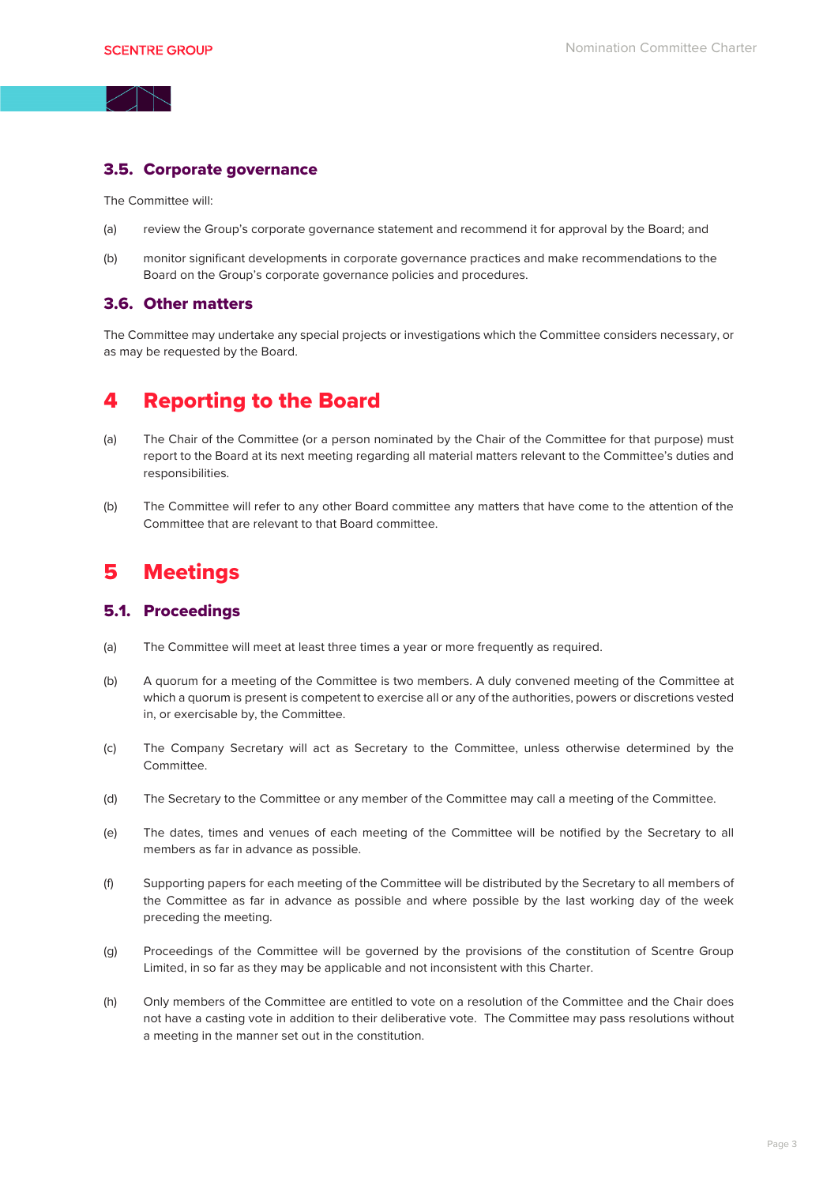### 3.5. Corporate governance

The Committee will:

(a) review the Group's corporate governance statement and recommend it for approval by the Board; and

(b) monitor significant developments in corporate governance practices and make recommendations to the Board on the Group's corporate governance policies and procedures.

### 3.6. Other matters

The Committee may undertake any special projects or investigations which the Committee considers necessary, or as may be requested by the Board.

## 4 Reporting to the Board

(a) The Chair of the Committee (or a person nominated by the Chair of the Committee for that purpose) must report to the Board at its next meeting regarding all material matters relevant to the Committee's duties and responsibilities.

(b) The Committee will refer to any other Board committee any matters that have come to the attention of the Committee that are relevant to that Board committee.

## 5 Meetings

### 5.1. Proceedings

(a) The Committee will meet at least three times a year or more frequently as required.

(b) A quorum for a meeting of the Committee is two members. A duly convened meeting of the Committee at which a quorum is present is competent to exercise all or any of the authorities, powers or discretions vested in, or exercisable by, the Committee.

(c) The Company Secretary will act as Secretary to the Committee, unless otherwise determined by the Committee.

(d) The Secretary to the Committee or any member of the Committee may call a meeting of the Committee.

(e) The dates, times and venues of each meeting of the Committee will be notified by the Secretary to all members as far in advance as possible.

(f) Supporting papers for each meeting of the Committee will be distributed by the Secretary to all members of the Committee as far in advance as possible and where possible by the last working day of the week preceding the meeting.

(g) Proceedings of the Committee will be governed by the provisions of the constitution of Scentre Group Limited, in so far as they may be applicable and not inconsistent with this Charter.

(h) Only members of the Committee are entitled to vote on a resolution of the Committee and the Chair does not have a casting vote in addition to their deliberative vote. The Committee may pass resolutions without a meeting in the manner set out in the constitution.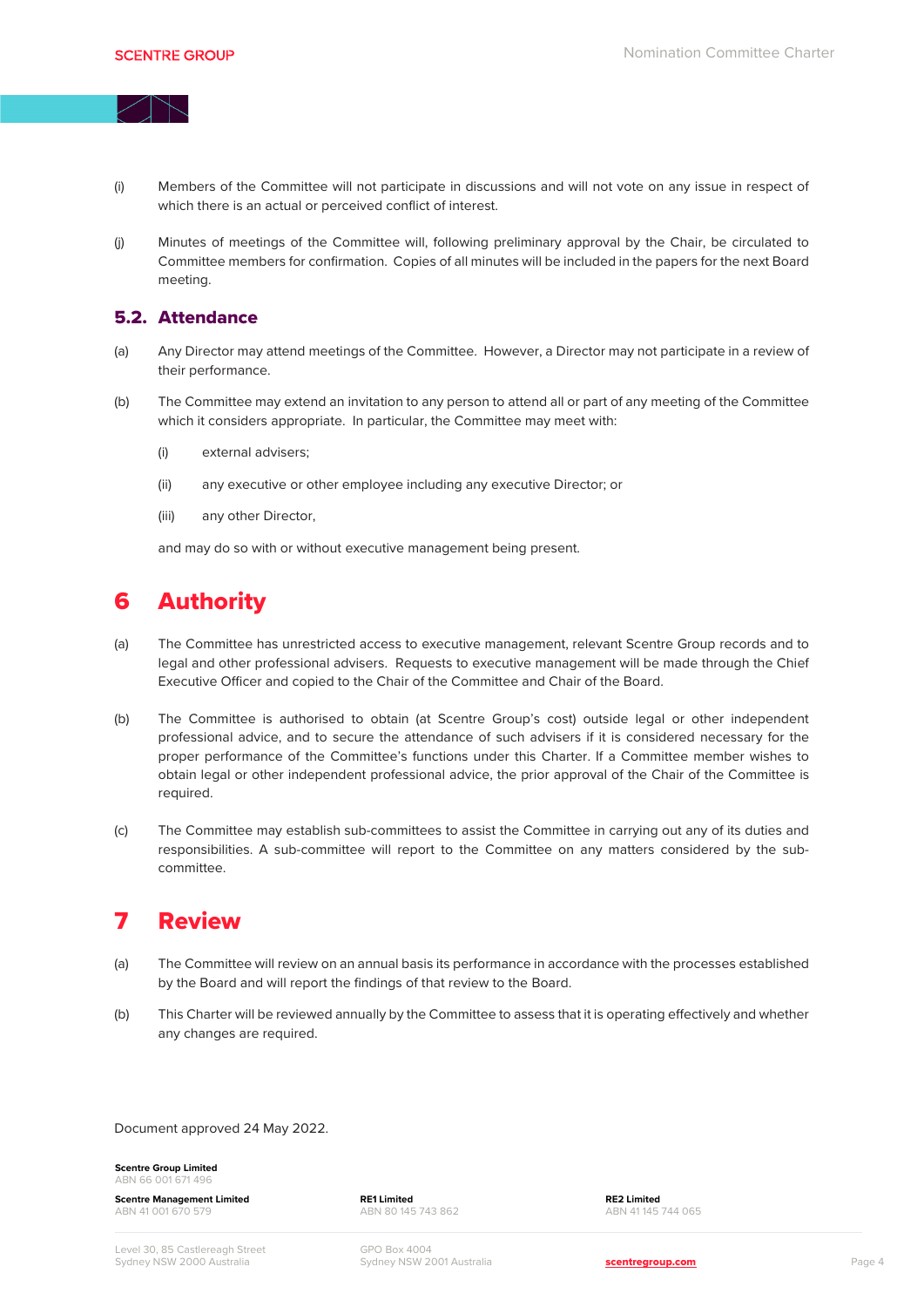(i) Members of the Committee will not participate in discussions and will not vote on any issue in respect of which there is an actual or perceived conflict of interest.

(j) Minutes of meetings of the Committee will, following preliminary approval by the Chair, be circulated to Committee members for confirmation. Copies of all minutes will be included in the papers for the next Board meeting.

### 5.2. Attendance

(a) Any Director may attend meetings of the Committee. However, a Director may not participate in a review of their performance.

(b) The Committee may extend an invitation to any person to attend all or part of any meeting of the Committee which it considers appropriate. In particular, the Committee may meet with:

  (i) external advisers;

  (ii) any executive or other employee including any executive Director; or

  (iii) any other Director,

and may do so with or without executive management being present.

## 6 Authority

(a) The Committee has unrestricted access to executive management, relevant Scentre Group records and to legal and other professional advisers. Requests to executive management will be made through the Chief Executive Officer and copied to the Chair of the Committee and Chair of the Board.

(b) The Committee is authorised to obtain (at Scentre Group's cost) outside legal or other independent professional advice, and to secure the attendance of such advisers if it is considered necessary for the proper performance of the Committee's functions under this Charter. If a Committee member wishes to obtain legal or other independent professional advice, the prior approval of the Chair of the Committee is required.

(c) The Committee may establish sub-committees to assist the Committee in carrying out any of its duties and responsibilities. A sub-committee will report to the Committee on any matters considered by the sub-committee.

## 7 Review

(a) The Committee will review on an annual basis its performance in accordance with the processes established by the Board and will report the findings of that review to the Board.

(b) This Charter will be reviewed annually by the Committee to assess that it is operating effectively and whether any changes are required.

Document approved 24 May 2022.

**Scentre Group Limited**
ABN 66 001 671 496

**Scentre Management Limited**
ABN 41 001 670 579

**RE1 Limited**
ABN 80 145 743 862

**RE2 Limited**
ABN 41 145 744 065

Level 30, 85 Castlereagh Street
Sydney NSW 2000 Australia

GPO Box 4004
Sydney NSW 2001 Australia

scentregroup.com